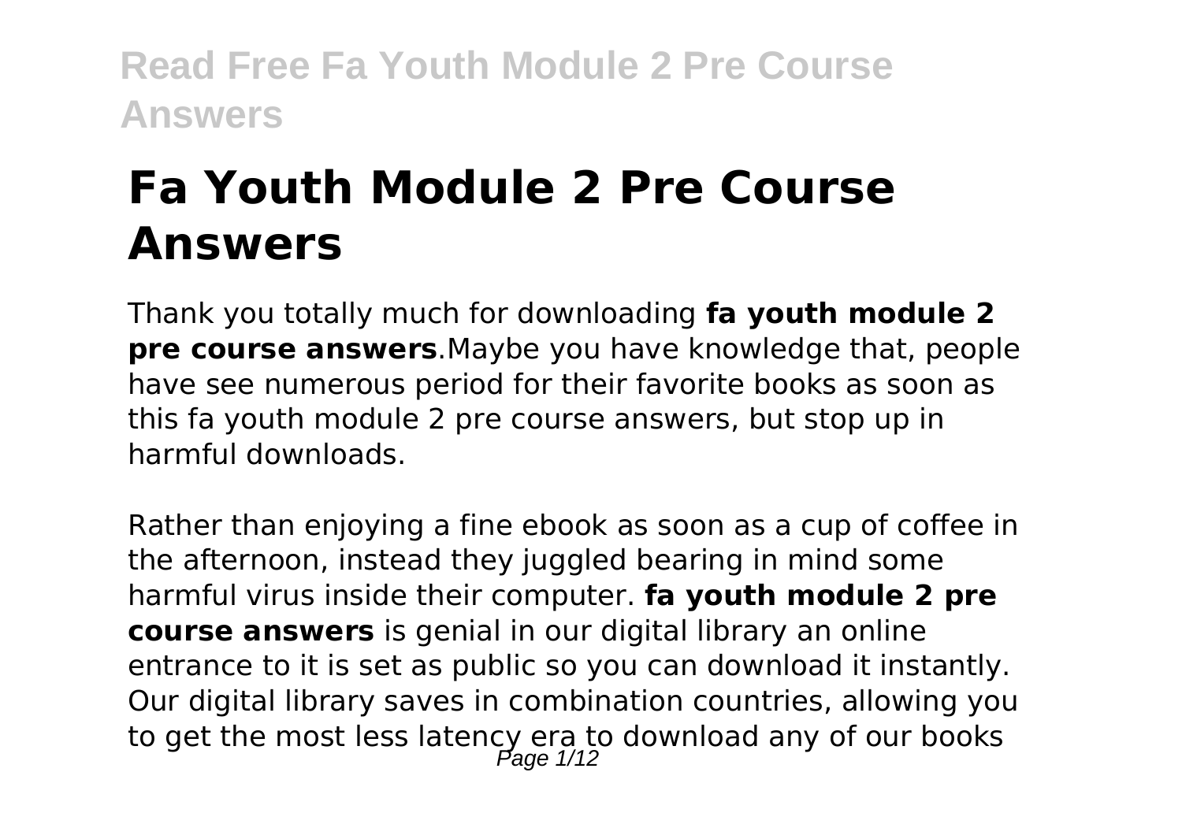# Fa Youth Module 2 Pre Course Answers

Thank you totally much for downloading **fa youth module 2 pre course answers**.Maybe you have knowledge that, people have see numerous period for their favorite books as soon as this fa youth module 2 pre course answers, but stop up in harmful downloads.

Rather than enjoying a fine ebook as soon as a cup of coffee in the afternoon, instead they juggled bearing in mind some harmful virus inside their computer. **fa youth module 2 pre course answers** is genial in our digital library an online entrance to it is set as public so you can download it instantly. Our digital library saves in combination countries, allowing you to get the most less latency era to download any of our books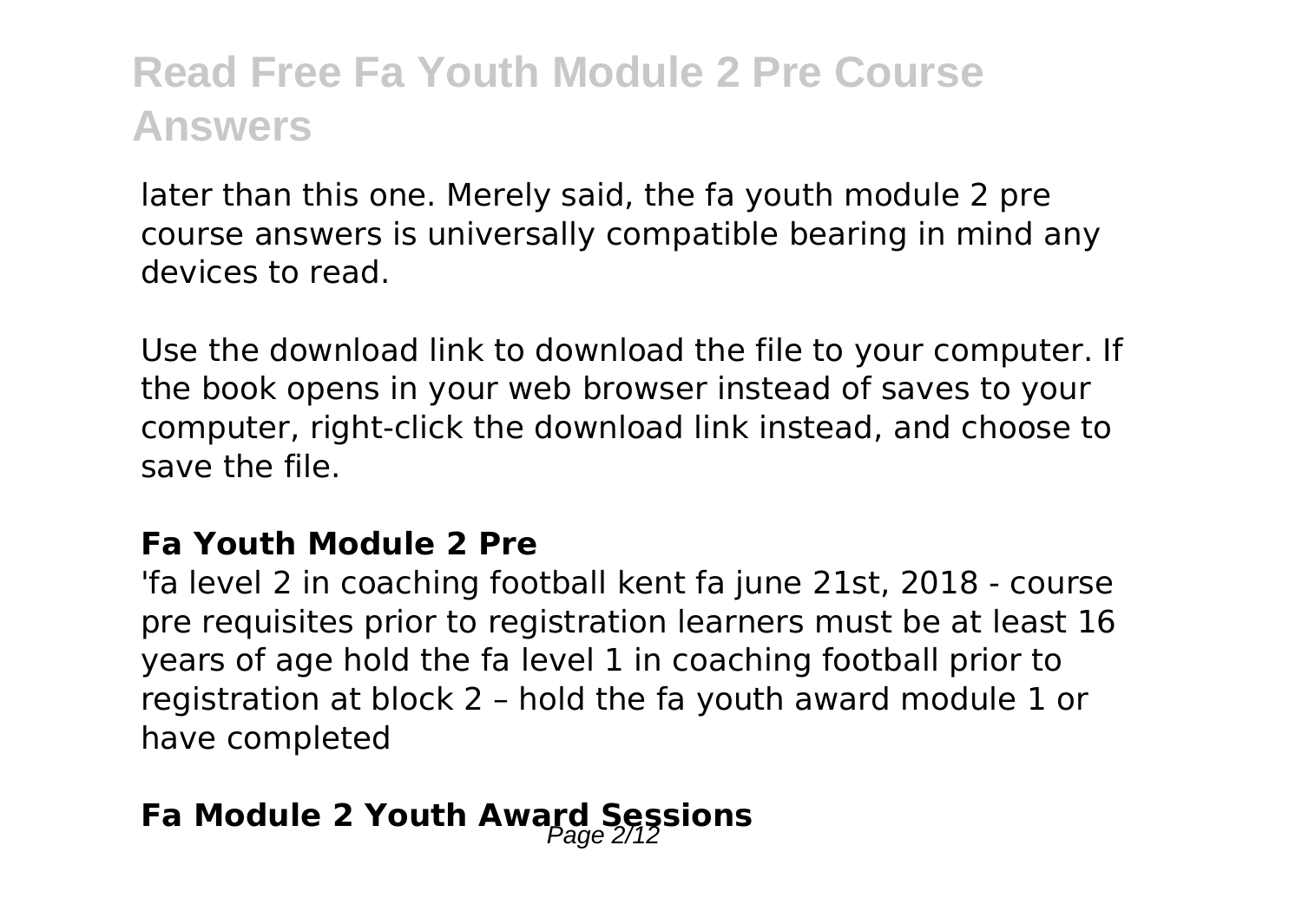later than this one. Merely said, the fa youth module 2 pre course answers is universally compatible bearing in mind any devices to read.

Use the download link to download the file to your computer. If the book opens in your web browser instead of saves to your computer, right-click the download link instead, and choose to save the file.

### Fa Youth Module 2 Pre

'fa level 2 in coaching football kent fa june 21st, 2018 - course pre requisites prior to registration learners must be at least 16 years of age hold the fa level 1 in coaching football prior to registration at block 2 – hold the fa youth award module 1 or have completed

## Fa Module 2 Youth Award Sessions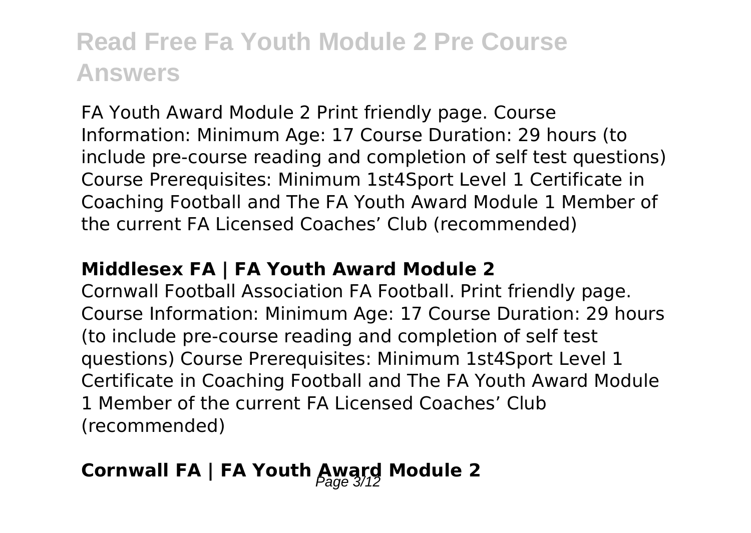FA Youth Award Module 2 Print friendly page. Course Information: Minimum Age: 17 Course Duration: 29 hours (to include pre-course reading and completion of self test questions) Course Prerequisites: Minimum 1st4Sport Level 1 Certificate in Coaching Football and The FA Youth Award Module 1 Member of the current FA Licensed Coaches' Club (recommended)

### **Middlesex FA | FA Youth Award Module 2**

Cornwall Football Association FA Football. Print friendly page. Course Information: Minimum Age: 17 Course Duration: 29 hours (to include pre-course reading and completion of self test questions) Course Prerequisites: Minimum 1st4Sport Level 1 Certificate in Coaching Football and The FA Youth Award Module 1 Member of the current FA Licensed Coaches' Club (recommended)

### **Cornwall FA | FA Youth Award Module 2**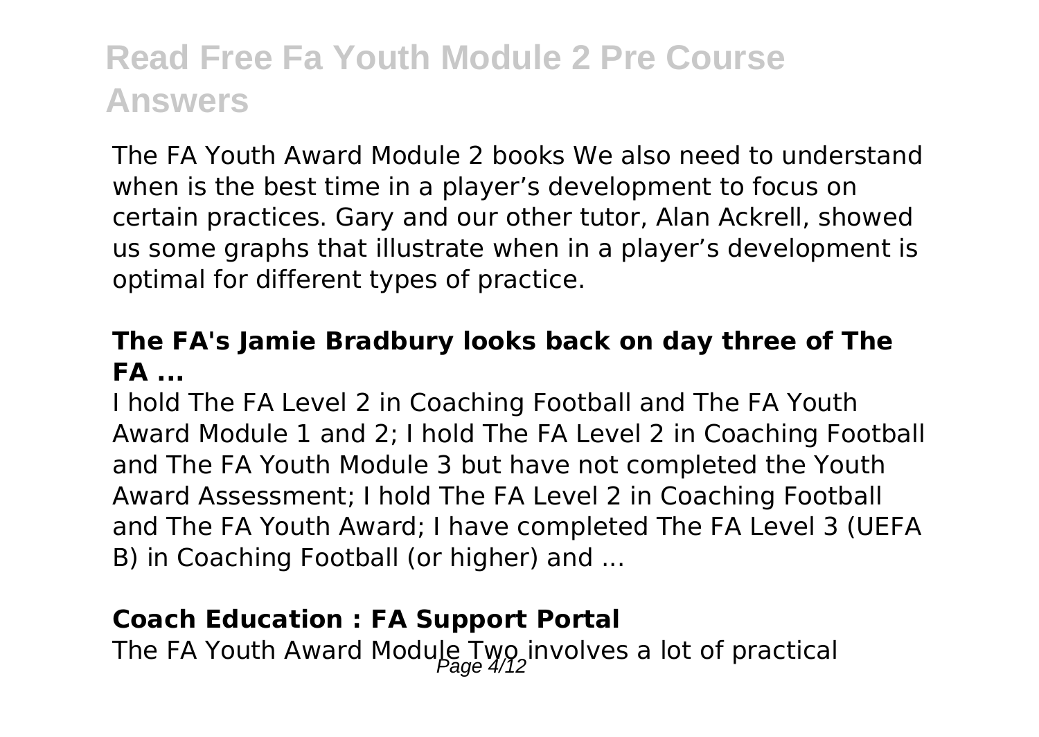The FA Youth Award Module 2 books We also need to understand when is the best time in a player's development to focus on certain practices. Gary and our other tutor, Alan Ackrell, showed us some graphs that illustrate when in a player's development is optimal for different types of practice.

### The FA's Jamie Bradbury looks back on day three of The FA ...

I hold The FA Level 2 in Coaching Football and The FA Youth Award Module 1 and 2; I hold The FA Level 2 in Coaching Football and The FA Youth Module 3 but have not completed the Youth Award Assessment; I hold The FA Level 2 in Coaching Football and The FA Youth Award; I have completed The FA Level 3 (UEFA B) in Coaching Football (or higher) and ...

### Coach Education : FA Support Portal

The FA Youth Award Module Two involves a lot of practical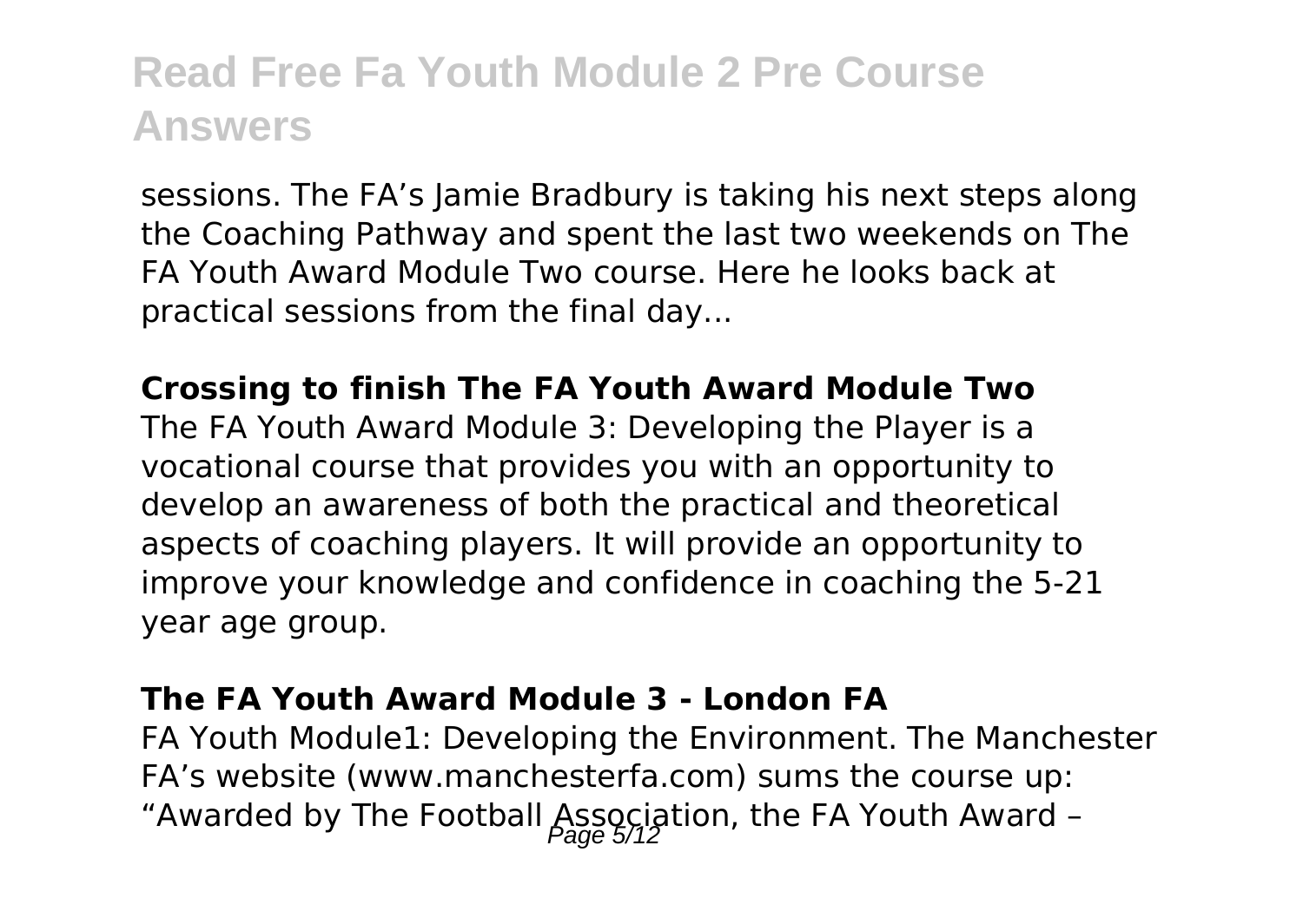sessions. The FA's Jamie Bradbury is taking his next steps along the Coaching Pathway and spent the last two weekends on The FA Youth Award Module Two course. Here he looks back at practical sessions from the final day...

**Crossing to finish The FA Youth Award Module Two**

The FA Youth Award Module 3: Developing the Player is a vocational course that provides you with an opportunity to develop an awareness of both the practical and theoretical aspects of coaching players. It will provide an opportunity to improve your knowledge and confidence in coaching the 5-21 year age group.

**The FA Youth Award Module 3 - London FA**

FA Youth Module1: Developing the Environment. The Manchester FA's website (www.manchesterfa.com) sums the course up: "Awarded by The Football Association, the FA Youth Award –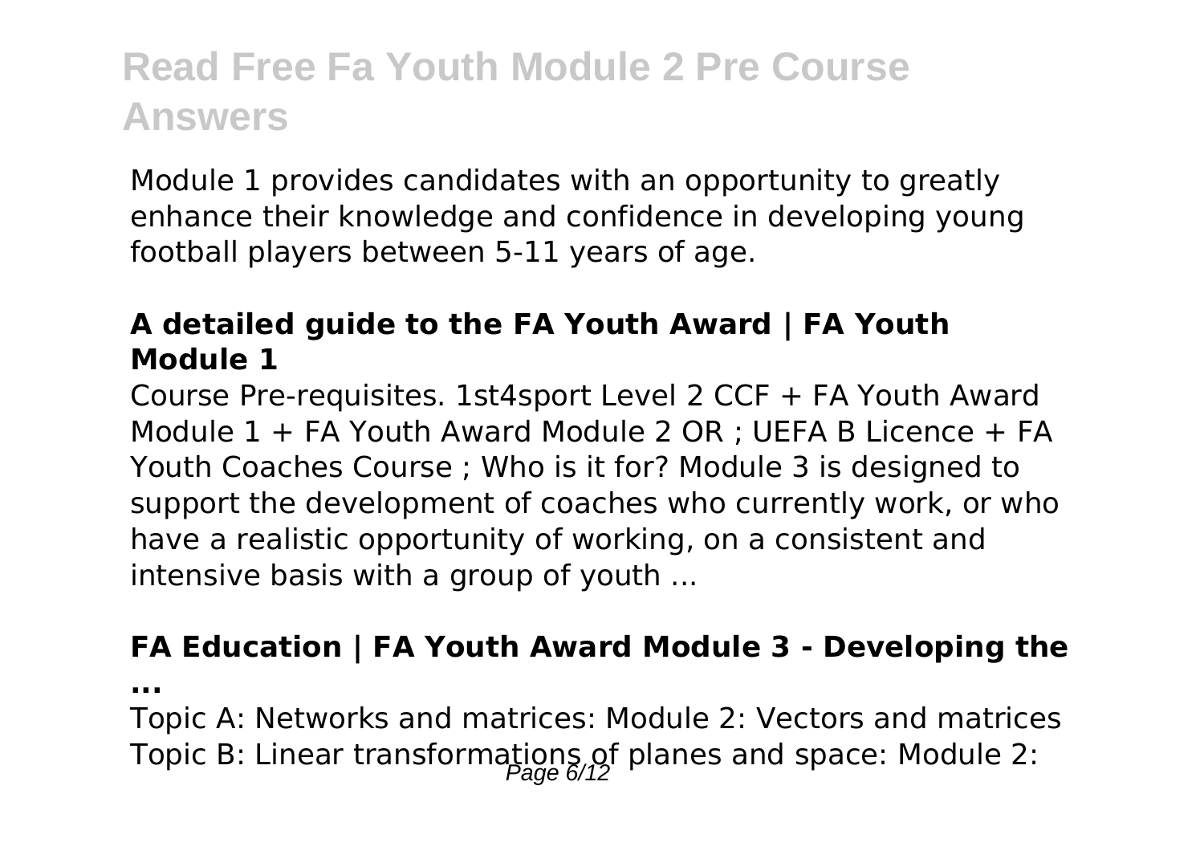Module 1 provides candidates with an opportunity to greatly enhance their knowledge and confidence in developing young football players between 5-11 years of age.

**A detailed guide to the FA Youth Award | FA Youth Module 1**

Course Pre-requisites. 1st4sport Level 2 CCF + FA Youth Award Module 1 + FA Youth Award Module 2 OR ; UEFA B Licence + FA Youth Coaches Course ; Who is it for? Module 3 is designed to support the development of coaches who currently work, or who have a realistic opportunity of working, on a consistent and intensive basis with a group of youth ...

**FA Education | FA Youth Award Module 3 - Developing the ...**

Topic A: Networks and matrices: Module 2: Vectors and matrices Topic B: Linear transformations of planes and space: Module 2: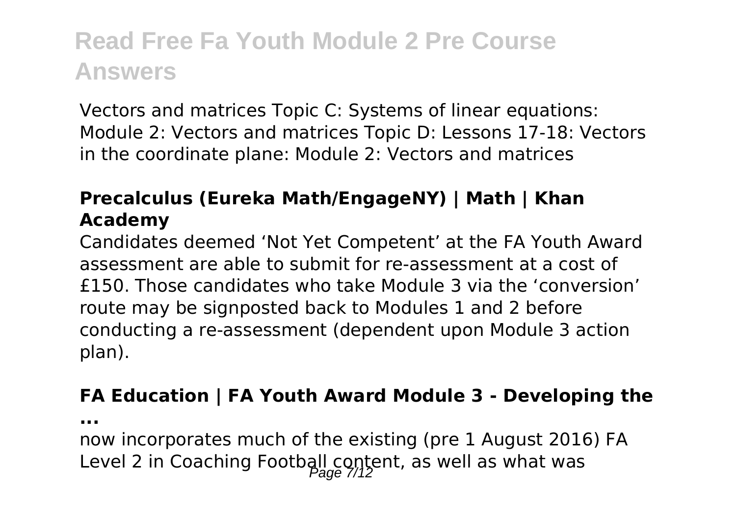Vectors and matrices Topic C: Systems of linear equations: Module 2: Vectors and matrices Topic D: Lessons 17-18: Vectors in the coordinate plane: Module 2: Vectors and matrices

### Precalculus (Eureka Math/EngageNY) | Math | Khan Academy

Candidates deemed 'Not Yet Competent' at the FA Youth Award assessment are able to submit for re-assessment at a cost of £150. Those candidates who take Module 3 via the 'conversion' route may be signposted back to Modules 1 and 2 before conducting a re-assessment (dependent upon Module 3 action plan).

### FA Education | FA Youth Award Module 3 - Developing the ...

now incorporates much of the existing (pre 1 August 2016) FA Level 2 in Coaching Football content, as well as what was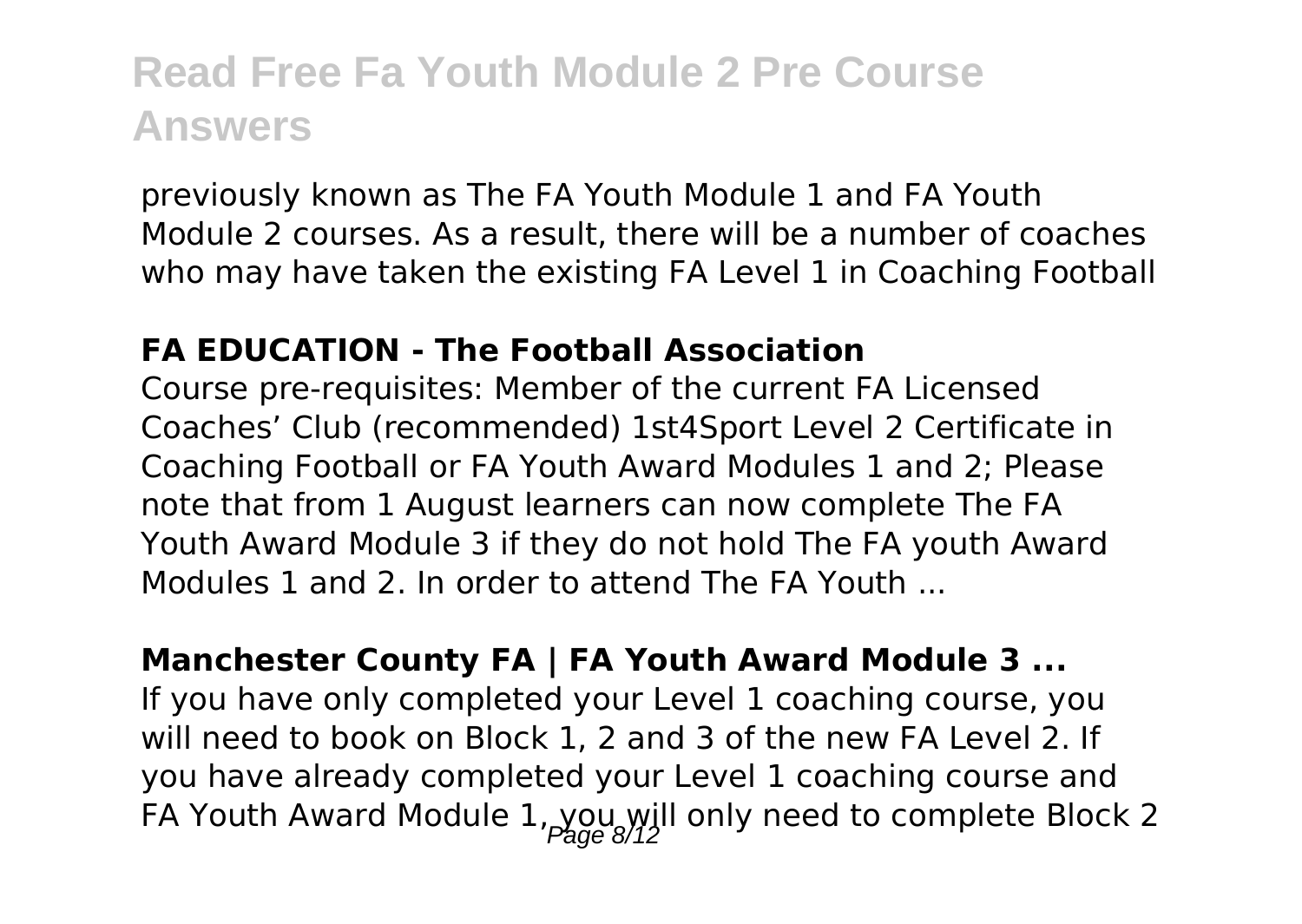previously known as The FA Youth Module 1 and FA Youth Module 2 courses. As a result, there will be a number of coaches who may have taken the existing FA Level 1 in Coaching Football

**FA EDUCATION - The Football Association**

Course pre-requisites: Member of the current FA Licensed Coaches' Club (recommended) 1st4Sport Level 2 Certificate in Coaching Football or FA Youth Award Modules 1 and 2; Please note that from 1 August learners can now complete The FA Youth Award Module 3 if they do not hold The FA youth Award Modules 1 and 2. In order to attend The FA Youth ...

**Manchester County FA | FA Youth Award Module 3 ...**

If you have only completed your Level 1 coaching course, you will need to book on Block 1, 2 and 3 of the new FA Level 2. If you have already completed your Level 1 coaching course and FA Youth Award Module 1, you will only need to complete Block 2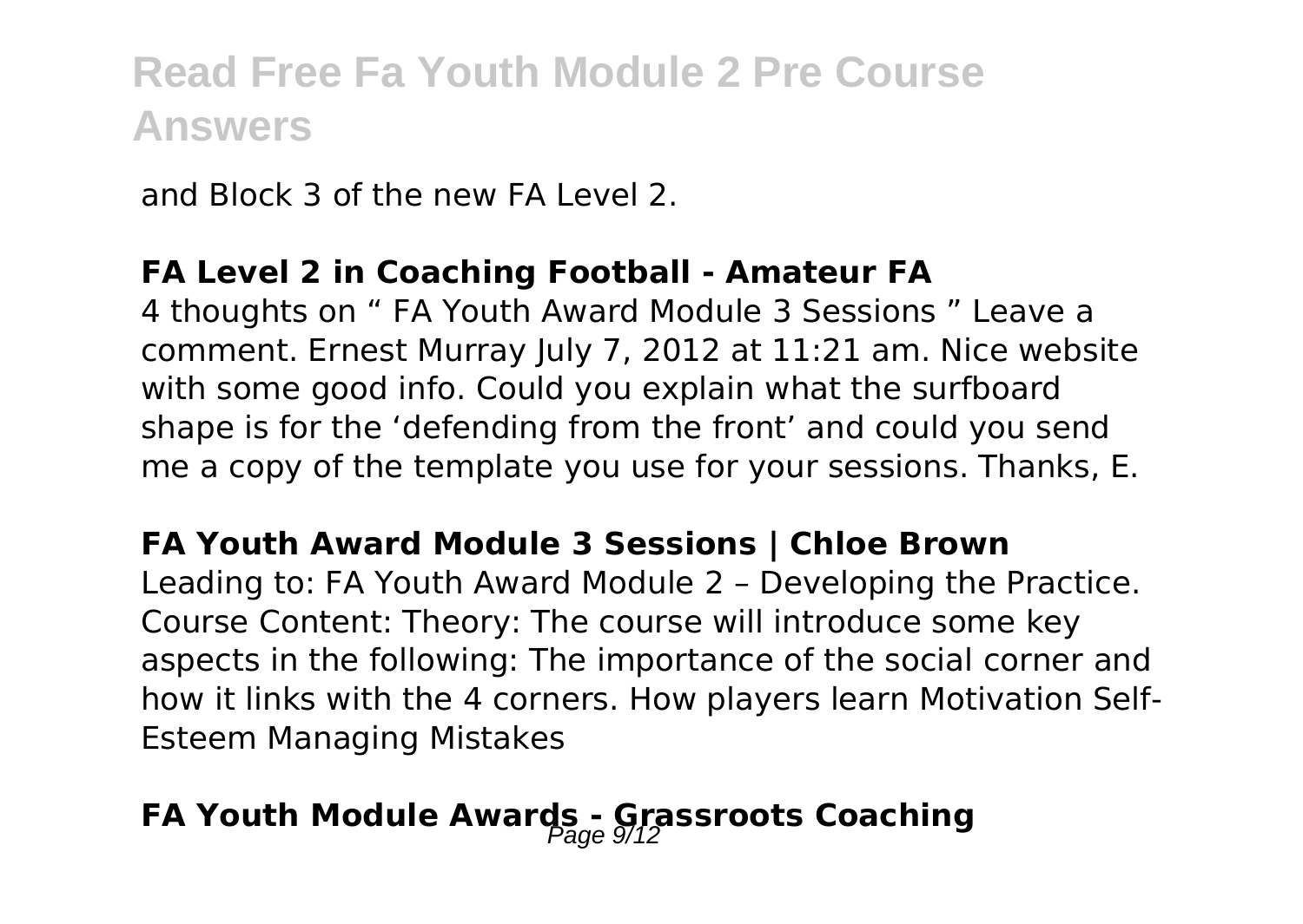and Block 3 of the new FA Level 2.

## FA Level 2 in Coaching Football - Amateur FA

4 thoughts on " FA Youth Award Module 3 Sessions " Leave a comment. Ernest Murray July 7, 2012 at 11:21 am. Nice website with some good info. Could you explain what the surfboard shape is for the 'defending from the front' and could you send me a copy of the template you use for your sessions. Thanks, E.

## FA Youth Award Module 3 Sessions | Chloe Brown

Leading to: FA Youth Award Module 2 – Developing the Practice. Course Content: Theory: The course will introduce some key aspects in the following: The importance of the social corner and how it links with the 4 corners. How players learn Motivation Self-Esteem Managing Mistakes

## FA Youth Module Awards - Grassroots Coaching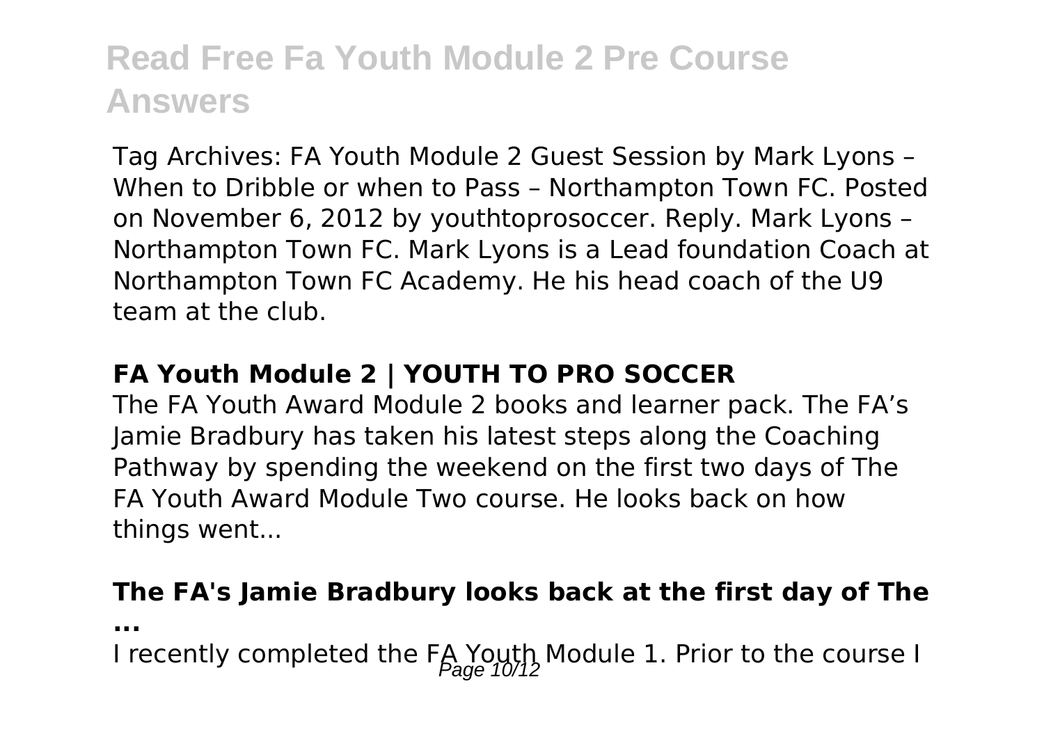Tag Archives: FA Youth Module 2 Guest Session by Mark Lyons – When to Dribble or when to Pass – Northampton Town FC. Posted on November 6, 2012 by youthtoprosoccer. Reply. Mark Lyons – Northampton Town FC. Mark Lyons is a Lead foundation Coach at Northampton Town FC Academy. He his head coach of the U9 team at the club.

### FA Youth Module 2 | YOUTH TO PRO SOCCER

The FA Youth Award Module 2 books and learner pack. The FA's Jamie Bradbury has taken his latest steps along the Coaching Pathway by spending the weekend on the first two days of The FA Youth Award Module Two course. He looks back on how things went...

### The FA's Jamie Bradbury looks back at the first day of The ...

I recently completed the FA Youth Module 1. Prior to the course I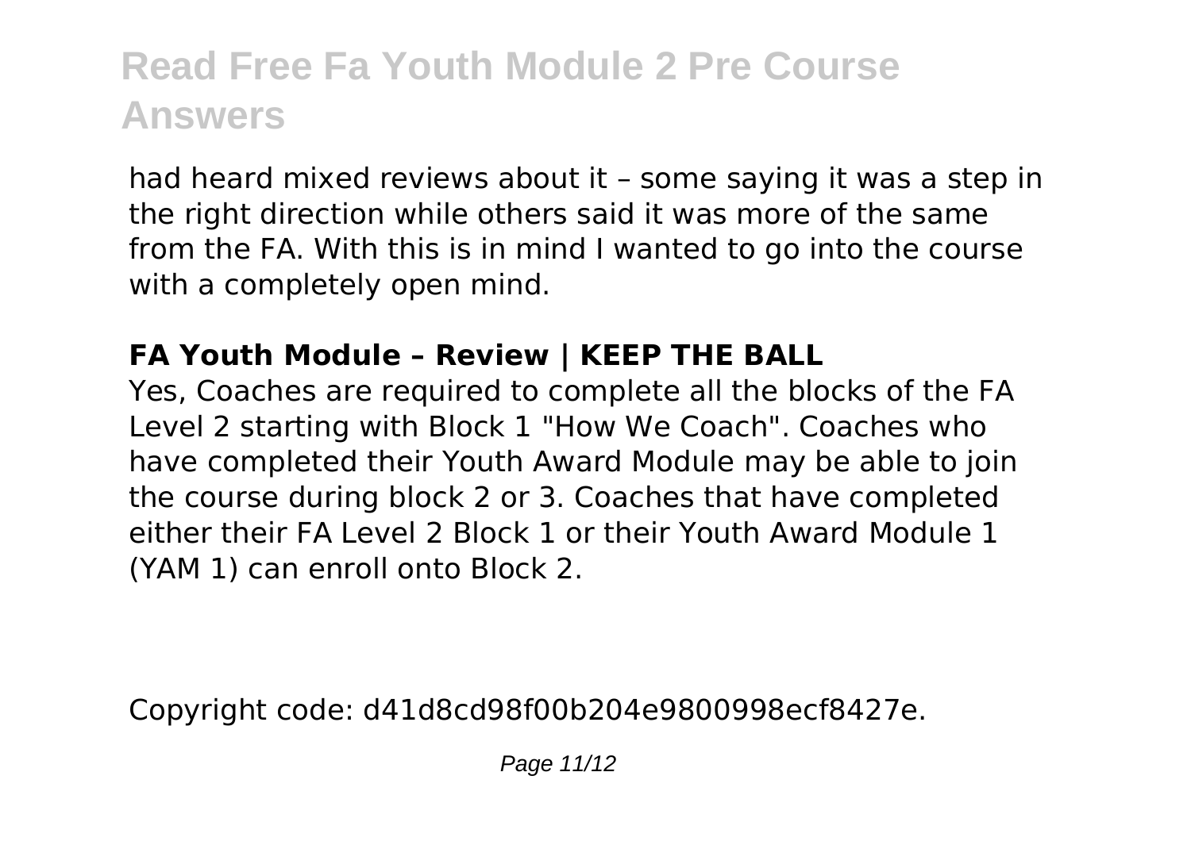had heard mixed reviews about it – some saying it was a step in the right direction while others said it was more of the same from the FA. With this is in mind I wanted to go into the course with a completely open mind.

**FA Youth Module – Review | KEEP THE BALL**

Yes, Coaches are required to complete all the blocks of the FA Level 2 starting with Block 1 "How We Coach". Coaches who have completed their Youth Award Module may be able to join the course during block 2 or 3. Coaches that have completed either their FA Level 2 Block 1 or their Youth Award Module 1 (YAM 1) can enroll onto Block 2.

Copyright code: d41d8cd98f00b204e9800998ecf8427e.